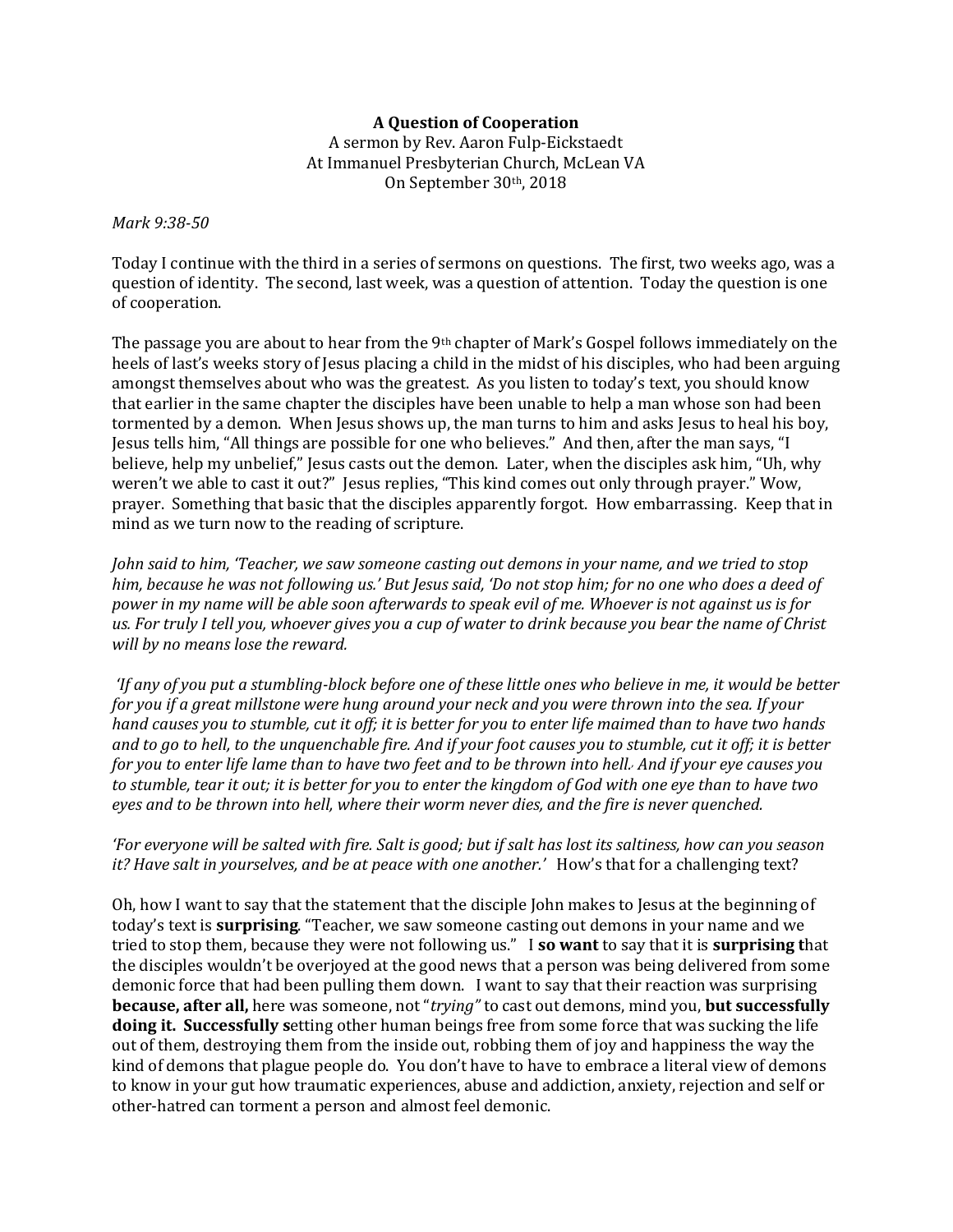**A Question of Cooperation**
A sermon by Rev. Aaron Fulp-Eickstaedt
At Immanuel Presbyterian Church, McLean VA
On September 30th, 2018

*Mark 9:38-50*

Today I continue with the third in a series of sermons on questions. The first, two weeks ago, was a question of identity. The second, last week, was a question of attention. Today the question is one of cooperation.

The passage you are about to hear from the 9th chapter of Mark's Gospel follows immediately on the heels of last's weeks story of Jesus placing a child in the midst of his disciples, who had been arguing amongst themselves about who was the greatest. As you listen to today's text, you should know that earlier in the same chapter the disciples have been unable to help a man whose son had been tormented by a demon. When Jesus shows up, the man turns to him and asks Jesus to heal his boy, Jesus tells him, "All things are possible for one who believes." And then, after the man says, "I believe, help my unbelief," Jesus casts out the demon. Later, when the disciples ask him, "Uh, why weren't we able to cast it out?" Jesus replies, "This kind comes out only through prayer." Wow, prayer. Something that basic that the disciples apparently forgot. How embarrassing. Keep that in mind as we turn now to the reading of scripture.

*John said to him, 'Teacher, we saw someone casting out demons in your name, and we tried to stop him, because he was not following us.' But Jesus said, 'Do not stop him; for no one who does a deed of power in my name will be able soon afterwards to speak evil of me. Whoever is not against us is for us. For truly I tell you, whoever gives you a cup of water to drink because you bear the name of Christ will by no means lose the reward.*

*'If any of you put a stumbling-block before one of these little ones who believe in me, it would be better for you if a great millstone were hung around your neck and you were thrown into the sea. If your hand causes you to stumble, cut it off; it is better for you to enter life maimed than to have two hands and to go to hell, to the unquenchable fire. And if your foot causes you to stumble, cut it off; it is better for you to enter life lame than to have two feet and to be thrown into hell. And if your eye causes you to stumble, tear it out; it is better for you to enter the kingdom of God with one eye than to have two eyes and to be thrown into hell, where their worm never dies, and the fire is never quenched.*

*'For everyone will be salted with fire. Salt is good; but if salt has lost its saltiness, how can you season it? Have salt in yourselves, and be at peace with one another.'* How's that for a challenging text?

Oh, how I want to say that the statement that the disciple John makes to Jesus at the beginning of today's text is **surprising**. "Teacher, we saw someone casting out demons in your name and we tried to stop them, because they were not following us." I **so want** to say that it is **surprising t**hat the disciples wouldn't be overjoyed at the good news that a person was being delivered from some demonic force that had been pulling them down. I want to say that their reaction was surprising **because, after all,** here was someone, not "*trying*" to cast out demons, mind you, **but successfully doing it. Successfully s**etting other human beings free from some force that was sucking the life out of them, destroying them from the inside out, robbing them of joy and happiness the way the kind of demons that plague people do. You don't have to have to embrace a literal view of demons to know in your gut how traumatic experiences, abuse and addiction, anxiety, rejection and self or other-hatred can torment a person and almost feel demonic.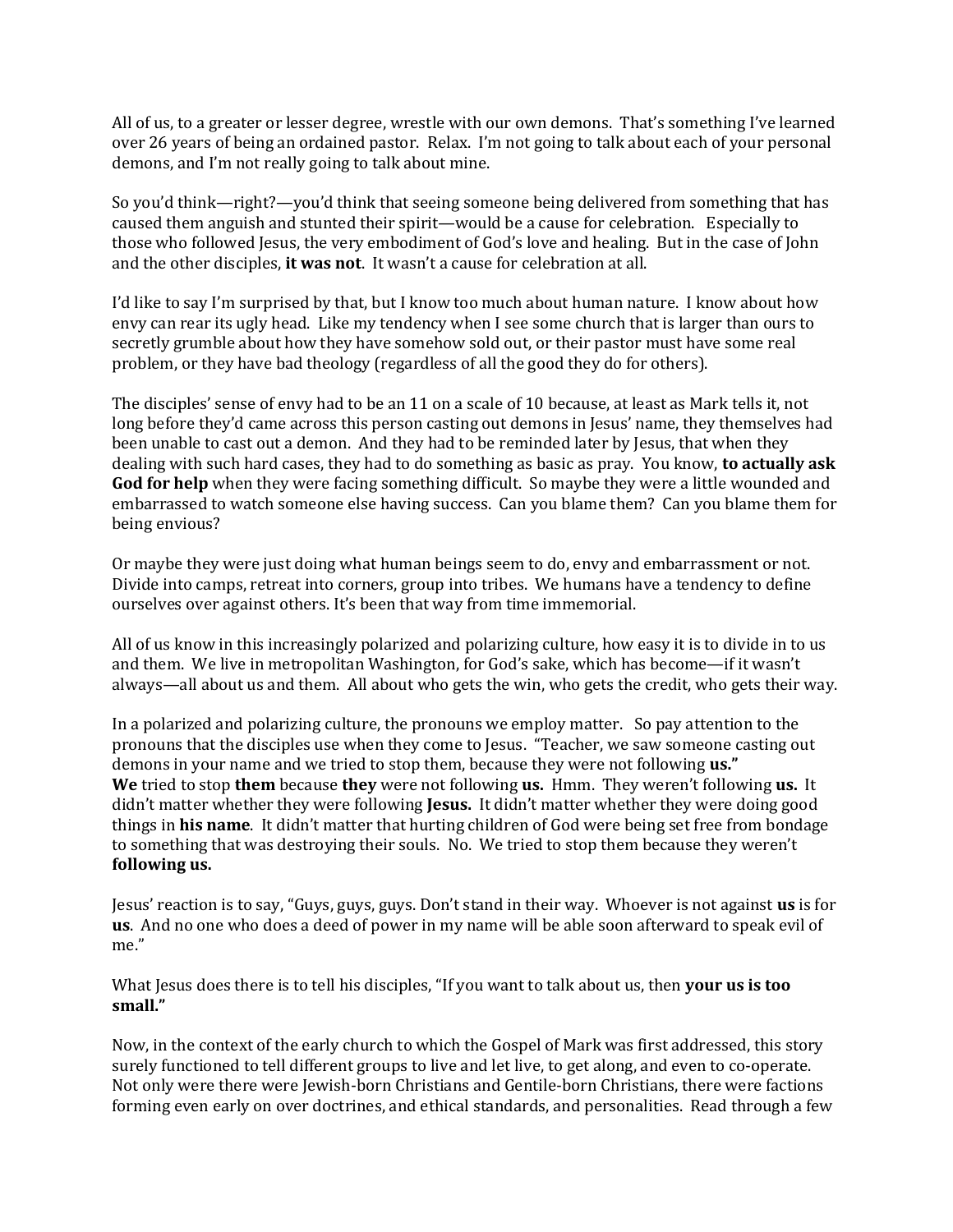All of us, to a greater or lesser degree, wrestle with our own demons. That's something I've learned over 26 years of being an ordained pastor. Relax. I'm not going to talk about each of your personal demons, and I'm not really going to talk about mine.

So you'd think—right?—you'd think that seeing someone being delivered from something that has caused them anguish and stunted their spirit—would be a cause for celebration. Especially to those who followed Jesus, the very embodiment of God's love and healing. But in the case of John and the other disciples, **it was not**. It wasn't a cause for celebration at all.

I'd like to say I'm surprised by that, but I know too much about human nature. I know about how envy can rear its ugly head. Like my tendency when I see some church that is larger than ours to secretly grumble about how they have somehow sold out, or their pastor must have some real problem, or they have bad theology (regardless of all the good they do for others).

The disciples' sense of envy had to be an 11 on a scale of 10 because, at least as Mark tells it, not long before they'd came across this person casting out demons in Jesus' name, they themselves had been unable to cast out a demon. And they had to be reminded later by Jesus, that when they dealing with such hard cases, they had to do something as basic as pray. You know, **to actually ask God for help** when they were facing something difficult. So maybe they were a little wounded and embarrassed to watch someone else having success. Can you blame them? Can you blame them for being envious?

Or maybe they were just doing what human beings seem to do, envy and embarrassment or not. Divide into camps, retreat into corners, group into tribes. We humans have a tendency to define ourselves over against others. It's been that way from time immemorial.

All of us know in this increasingly polarized and polarizing culture, how easy it is to divide in to us and them. We live in metropolitan Washington, for God's sake, which has become—if it wasn't always—all about us and them. All about who gets the win, who gets the credit, who gets their way.

In a polarized and polarizing culture, the pronouns we employ matter. So pay attention to the pronouns that the disciples use when they come to Jesus. "Teacher, we saw someone casting out demons in your name and we tried to stop them, because they were not following **us."** **We** tried to stop **them** because **they** were not following **us.** Hmm. They weren't following **us.** It didn't matter whether they were following **Jesus.** It didn't matter whether they were doing good things in **his name**. It didn't matter that hurting children of God were being set free from bondage to something that was destroying their souls. No. We tried to stop them because they weren't **following us.**

Jesus' reaction is to say, "Guys, guys, guys. Don't stand in their way. Whoever is not against **us** is for **us**. And no one who does a deed of power in my name will be able soon afterward to speak evil of me."

What Jesus does there is to tell his disciples, "If you want to talk about us, then **your us is too small."**

Now, in the context of the early church to which the Gospel of Mark was first addressed, this story surely functioned to tell different groups to live and let live, to get along, and even to co-operate. Not only were there were Jewish-born Christians and Gentile-born Christians, there were factions forming even early on over doctrines, and ethical standards, and personalities. Read through a few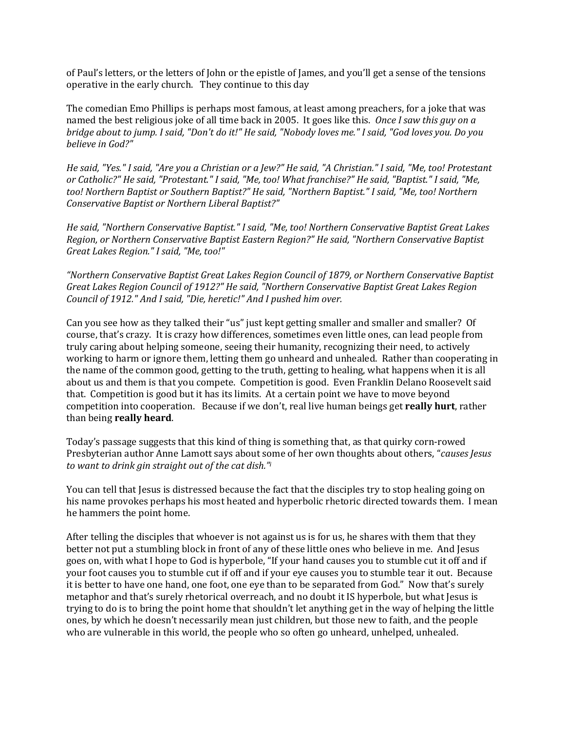of Paul's letters, or the letters of John or the epistle of James, and you'll get a sense of the tensions operative in the early church.   They continue to this day

The comedian Emo Phillips is perhaps most famous, at least among preachers, for a joke that was named the best religious joke of all time back in 2005.  It goes like this.  *Once I saw this guy on a bridge about to jump. I said, "Don't do it!" He said, "Nobody loves me." I said, "God loves you. Do you believe in God?"*

*He said, "Yes." I said, "Are you a Christian or a Jew?" He said, "A Christian." I said, "Me, too! Protestant or Catholic?" He said, "Protestant." I said, "Me, too! What franchise?" He said, "Baptist." I said, "Me, too! Northern Baptist or Southern Baptist?" He said, "Northern Baptist." I said, "Me, too! Northern Conservative Baptist or Northern Liberal Baptist?"*

*He said, "Northern Conservative Baptist." I said, "Me, too! Northern Conservative Baptist Great Lakes Region, or Northern Conservative Baptist Eastern Region?" He said, "Northern Conservative Baptist Great Lakes Region." I said, "Me, too!"*

*"Northern Conservative Baptist Great Lakes Region Council of 1879, or Northern Conservative Baptist Great Lakes Region Council of 1912?" He said, "Northern Conservative Baptist Great Lakes Region Council of 1912." And I said, "Die, heretic!" And I pushed him over.*

Can you see how as they talked their "us" just kept getting smaller and smaller and smaller?  Of course, that's crazy.  It is crazy how differences, sometimes even little ones, can lead people from truly caring about helping someone, seeing their humanity, recognizing their need, to actively working to harm or ignore them, letting them go unheard and unhealed.  Rather than cooperating in the name of the common good, getting to the truth, getting to healing, what happens when it is all about us and them is that you compete.  Competition is good.  Even Franklin Delano Roosevelt said that.  Competition is good but it has its limits.  At a certain point we have to move beyond competition into cooperation.   Because if we don't, real live human beings get **really hurt**, rather than being **really heard**.

Today's passage suggests that this kind of thing is something that, as that quirky corn-rowed Presbyterian author Anne Lamott says about some of her own thoughts about others, "*causes Jesus to want to drink gin straight out of the cat dish.*"[i]

You can tell that Jesus is distressed because the fact that the disciples try to stop healing going on his name provokes perhaps his most heated and hyperbolic rhetoric directed towards them.  I mean he hammers the point home.

After telling the disciples that whoever is not against us is for us, he shares with them that they better not put a stumbling block in front of any of these little ones who believe in me.  And Jesus goes on, with what I hope to God is hyperbole, "If your hand causes you to stumble cut it off and if your foot causes you to stumble cut if off and if your eye causes you to stumble tear it out.  Because it is better to have one hand, one foot, one eye than to be separated from God."  Now that's surely metaphor and that's surely rhetorical overreach, and no doubt it IS hyperbole, but what Jesus is trying to do is to bring the point home that shouldn't let anything get in the way of helping the little ones, by which he doesn't necessarily mean just children, but those new to faith, and the people who are vulnerable in this world, the people who so often go unheard, unhelped, unhealed.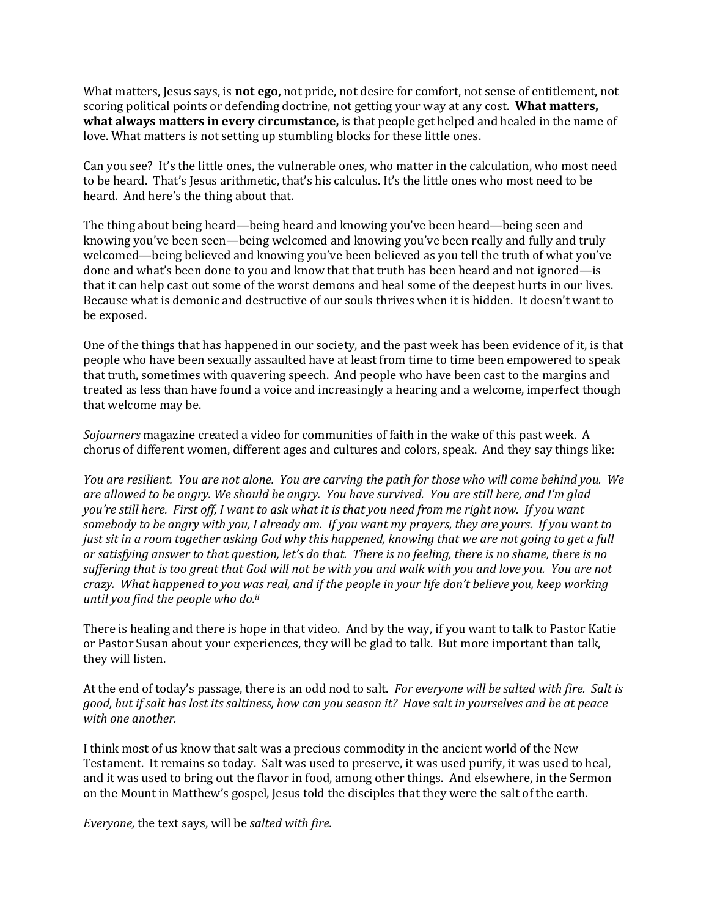What matters, Jesus says, is **not ego,** not pride, not desire for comfort, not sense of entitlement, not scoring political points or defending doctrine, not getting your way at any cost. **What matters, what always matters in every circumstance,** is that people get helped and healed in the name of love. What matters is not setting up stumbling blocks for these little ones.

Can you see? It's the little ones, the vulnerable ones, who matter in the calculation, who most need to be heard. That's Jesus arithmetic, that's his calculus. It's the little ones who most need to be heard. And here's the thing about that.

The thing about being heard—being heard and knowing you've been heard—being seen and knowing you've been seen—being welcomed and knowing you've been really and fully and truly welcomed—being believed and knowing you've been believed as you tell the truth of what you've done and what's been done to you and know that that truth has been heard and not ignored—is that it can help cast out some of the worst demons and heal some of the deepest hurts in our lives. Because what is demonic and destructive of our souls thrives when it is hidden. It doesn't want to be exposed.

One of the things that has happened in our society, and the past week has been evidence of it, is that people who have been sexually assaulted have at least from time to time been empowered to speak that truth, sometimes with quavering speech. And people who have been cast to the margins and treated as less than have found a voice and increasingly a hearing and a welcome, imperfect though that welcome may be.

*Sojourners* magazine created a video for communities of faith in the wake of this past week. A chorus of different women, different ages and cultures and colors, speak. And they say things like:

*You are resilient. You are not alone. You are carving the path for those who will come behind you. We are allowed to be angry. We should be angry. You have survived. You are still here, and I'm glad you're still here. First off, I want to ask what it is that you need from me right now. If you want somebody to be angry with you, I already am. If you want my prayers, they are yours. If you want to just sit in a room together asking God why this happened, knowing that we are not going to get a full or satisfying answer to that question, let's do that. There is no feeling, there is no shame, there is no suffering that is too great that God will not be with you and walk with you and love you. You are not crazy. What happened to you was real, and if the people in your life don't believe you, keep working until you find the people who do.*[ii]

There is healing and there is hope in that video. And by the way, if you want to talk to Pastor Katie or Pastor Susan about your experiences, they will be glad to talk. But more important than talk, they will listen.

At the end of today's passage, there is an odd nod to salt. *For everyone will be salted with fire. Salt is good, but if salt has lost its saltiness, how can you season it? Have salt in yourselves and be at peace with one another.*

I think most of us know that salt was a precious commodity in the ancient world of the New Testament. It remains so today. Salt was used to preserve, it was used purify, it was used to heal, and it was used to bring out the flavor in food, among other things. And elsewhere, in the Sermon on the Mount in Matthew's gospel, Jesus told the disciples that they were the salt of the earth.

*Everyone,* the text says, will be *salted with fire.*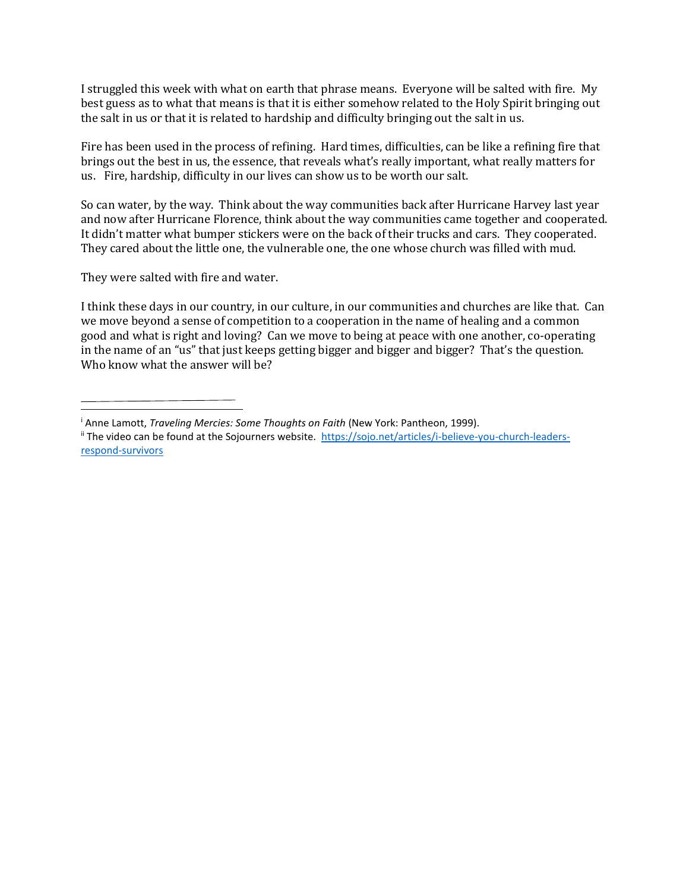I struggled this week with what on earth that phrase means. Everyone will be salted with fire. My best guess as to what that means is that it is either somehow related to the Holy Spirit bringing out the salt in us or that it is related to hardship and difficulty bringing out the salt in us.

Fire has been used in the process of refining. Hard times, difficulties, can be like a refining fire that brings out the best in us, the essence, that reveals what's really important, what really matters for us. Fire, hardship, difficulty in our lives can show us to be worth our salt.

So can water, by the way. Think about the way communities back after Hurricane Harvey last year and now after Hurricane Florence, think about the way communities came together and cooperated. It didn't matter what bumper stickers were on the back of their trucks and cars. They cooperated. They cared about the little one, the vulnerable one, the one whose church was filled with mud.

They were salted with fire and water.

I think these days in our country, in our culture, in our communities and churches are like that. Can we move beyond a sense of competition to a cooperation in the name of healing and a common good and what is right and loving? Can we move to being at peace with one another, co-operating in the name of an "us" that just keeps getting bigger and bigger and bigger? That's the question. Who know what the answer will be?

---

[i] Anne Lamott, *Traveling Mercies: Some Thoughts on Faith* (New York: Pantheon, 1999).

[ii] The video can be found at the Sojourners website. https://sojo.net/articles/i-believe-you-church-leaders-respond-survivors